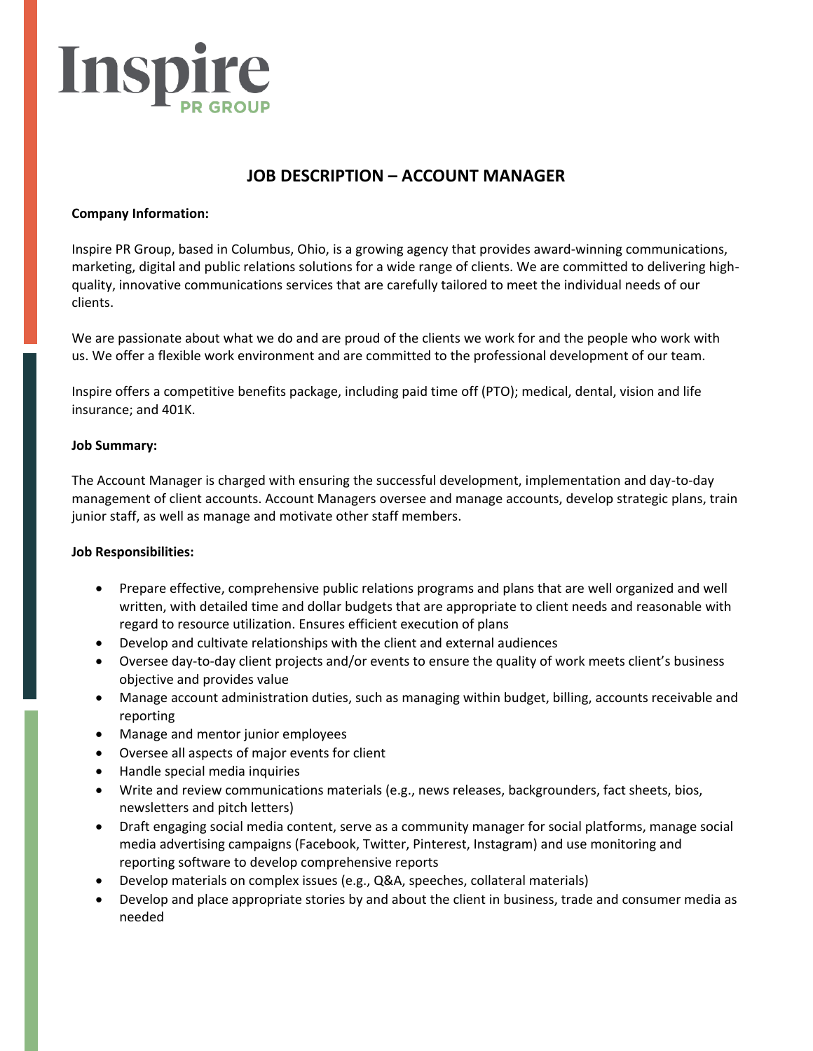Inspire PR GROUP

# JOB DESCRIPTION – ACCOUNT MANAGER

**Company Information:**

Inspire PR Group, based in Columbus, Ohio, is a growing agency that provides award-winning communications, marketing, digital and public relations solutions for a wide range of clients. We are committed to delivering high-quality, innovative communications services that are carefully tailored to meet the individual needs of our clients.

We are passionate about what we do and are proud of the clients we work for and the people who work with us. We offer a flexible work environment and are committed to the professional development of our team.

Inspire offers a competitive benefits package, including paid time off (PTO); medical, dental, vision and life insurance; and 401K.

**Job Summary:**

The Account Manager is charged with ensuring the successful development, implementation and day-to-day management of client accounts. Account Managers oversee and manage accounts, develop strategic plans, train junior staff, as well as manage and motivate other staff members.

**Job Responsibilities:**

- Prepare effective, comprehensive public relations programs and plans that are well organized and well written, with detailed time and dollar budgets that are appropriate to client needs and reasonable with regard to resource utilization. Ensures efficient execution of plans
- Develop and cultivate relationships with the client and external audiences
- Oversee day-to-day client projects and/or events to ensure the quality of work meets client's business objective and provides value
- Manage account administration duties, such as managing within budget, billing, accounts receivable and reporting
- Manage and mentor junior employees
- Oversee all aspects of major events for client
- Handle special media inquiries
- Write and review communications materials (e.g., news releases, backgrounders, fact sheets, bios, newsletters and pitch letters)
- Draft engaging social media content, serve as a community manager for social platforms, manage social media advertising campaigns (Facebook, Twitter, Pinterest, Instagram) and use monitoring and reporting software to develop comprehensive reports
- Develop materials on complex issues (e.g., Q&A, speeches, collateral materials)
- Develop and place appropriate stories by and about the client in business, trade and consumer media as needed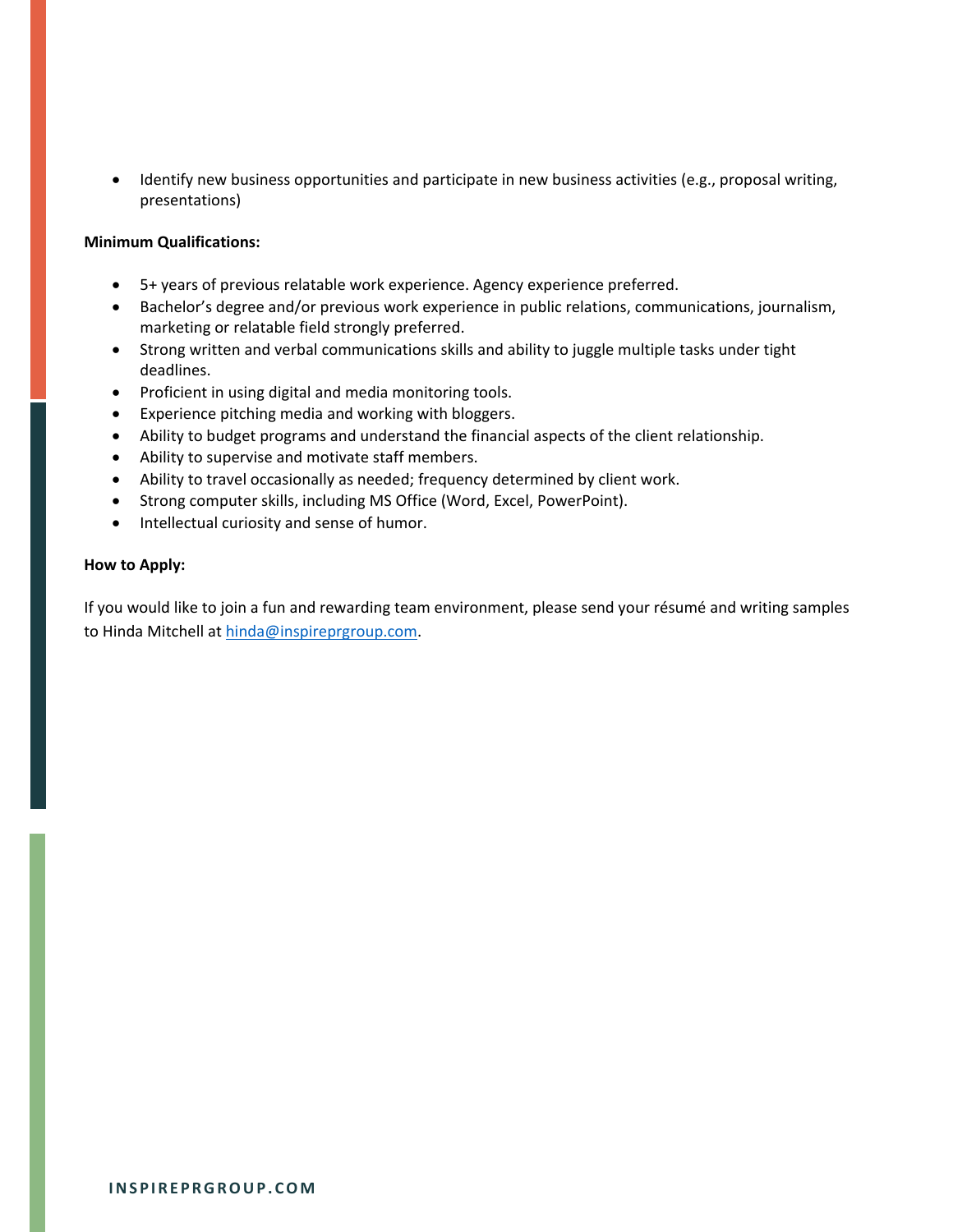- Identify new business opportunities and participate in new business activities (e.g., proposal writing, presentations)

**Minimum Qualifications:**

- 5+ years of previous relatable work experience. Agency experience preferred.
- Bachelor's degree and/or previous work experience in public relations, communications, journalism, marketing or relatable field strongly preferred.
- Strong written and verbal communications skills and ability to juggle multiple tasks under tight deadlines.
- Proficient in using digital and media monitoring tools.
- Experience pitching media and working with bloggers.
- Ability to budget programs and understand the financial aspects of the client relationship.
- Ability to supervise and motivate staff members.
- Ability to travel occasionally as needed; frequency determined by client work.
- Strong computer skills, including MS Office (Word, Excel, PowerPoint).
- Intellectual curiosity and sense of humor.

**How to Apply:**

If you would like to join a fun and rewarding team environment, please send your résumé and writing samples to Hinda Mitchell at hinda@inspireprgroup.com.